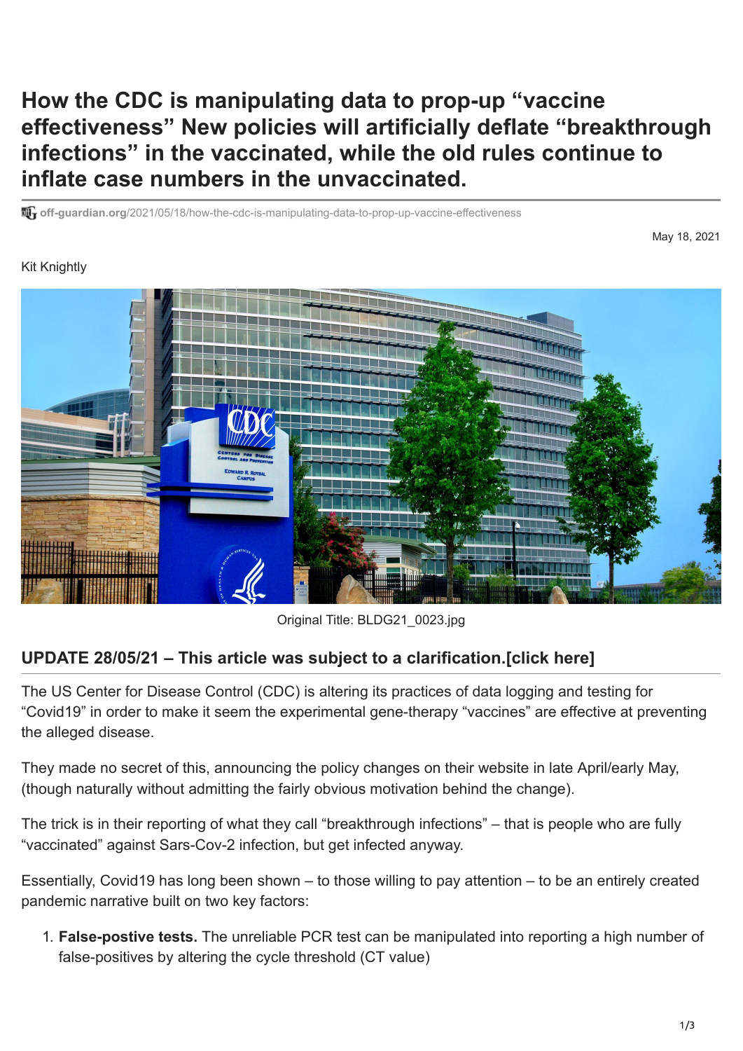# How the CDC is manipulating data to prop-up "vaccine effectiveness" New policies will artificially deflate "breakthrough infections" in the vaccinated, while the old rules continue to inflate case numbers in the unvaccinated.

off-guardian.org/2021/05/18/how-the-cdc-is-manipulating-data-to-prop-up-vaccine-effectiveness

May 18, 2021

Kit Knightly

Original Title: BLDG21_0023.jpg

## UPDATE 28/05/21 – This article was subject to a clarification.[click here]

The US Center for Disease Control (CDC) is altering its practices of data logging and testing for "Covid19" in order to make it seem the experimental gene-therapy "vaccines" are effective at preventing the alleged disease.

They made no secret of this, announcing the policy changes on their website in late April/early May, (though naturally without admitting the fairly obvious motivation behind the change).

The trick is in their reporting of what they call "breakthrough infections" – that is people who are fully "vaccinated" against Sars-Cov-2 infection, but get infected anyway.

Essentially, Covid19 has long been shown – to those willing to pay attention – to be an entirely created pandemic narrative built on two key factors:

1. **False-postive tests.** The unreliable PCR test can be manipulated into reporting a high number of false-positives by altering the cycle threshold (CT value)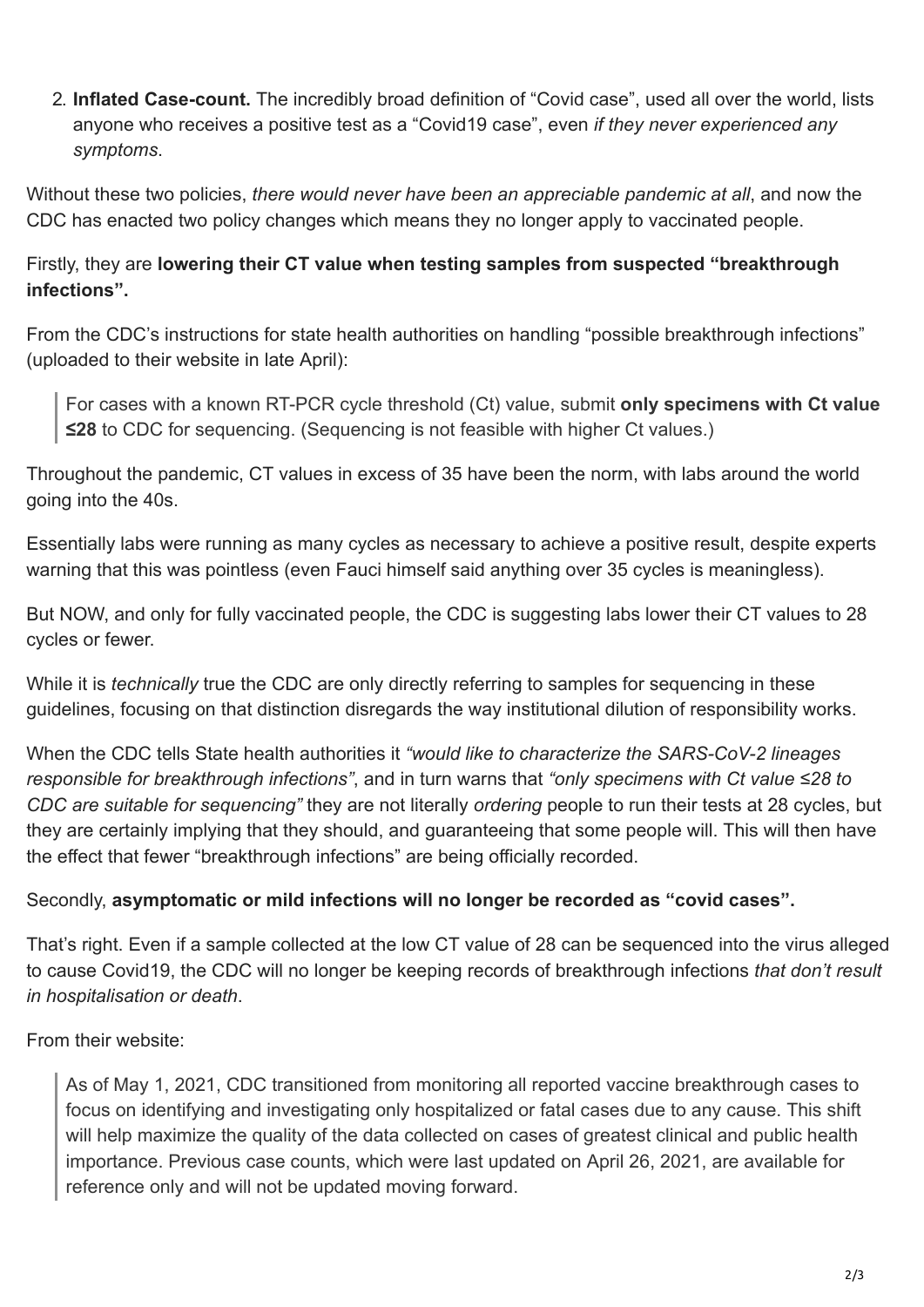2. **Inflated Case-count.** The incredibly broad definition of "Covid case", used all over the world, lists anyone who receives a positive test as a "Covid19 case", even *if they never experienced any symptoms*.

Without these two policies, *there would never have been an appreciable pandemic at all*, and now the CDC has enacted two policy changes which means they no longer apply to vaccinated people.

Firstly, they are **lowering their CT value when testing samples from suspected "breakthrough infections".**

From the CDC's instructions for state health authorities on handling "possible breakthrough infections" (uploaded to their website in late April):

> For cases with a known RT-PCR cycle threshold (Ct) value, submit **only specimens with Ct value ≤28** to CDC for sequencing. (Sequencing is not feasible with higher Ct values.)

Throughout the pandemic, CT values in excess of 35 have been the norm, with labs around the world going into the 40s.

Essentially labs were running as many cycles as necessary to achieve a positive result, despite experts warning that this was pointless (even Fauci himself said anything over 35 cycles is meaningless).

But NOW, and only for fully vaccinated people, the CDC is suggesting labs lower their CT values to 28 cycles or fewer.

While it is *technically* true the CDC are only directly referring to samples for sequencing in these guidelines, focusing on that distinction disregards the way institutional dilution of responsibility works.

When the CDC tells State health authorities it *"would like to characterize the SARS-CoV-2 lineages responsible for breakthrough infections"*, and in turn warns that *"only specimens with Ct value ≤28 to CDC are suitable for sequencing"* they are not literally *ordering* people to run their tests at 28 cycles, but they are certainly implying that they should, and guaranteeing that some people will. This will then have the effect that fewer "breakthrough infections" are being officially recorded.

Secondly, **asymptomatic or mild infections will no longer be recorded as "covid cases".**

That's right. Even if a sample collected at the low CT value of 28 can be sequenced into the virus alleged to cause Covid19, the CDC will no longer be keeping records of breakthrough infections *that don't result in hospitalisation or death*.

From their website:

> As of May 1, 2021, CDC transitioned from monitoring all reported vaccine breakthrough cases to focus on identifying and investigating only hospitalized or fatal cases due to any cause. This shift will help maximize the quality of the data collected on cases of greatest clinical and public health importance. Previous case counts, which were last updated on April 26, 2021, are available for reference only and will not be updated moving forward.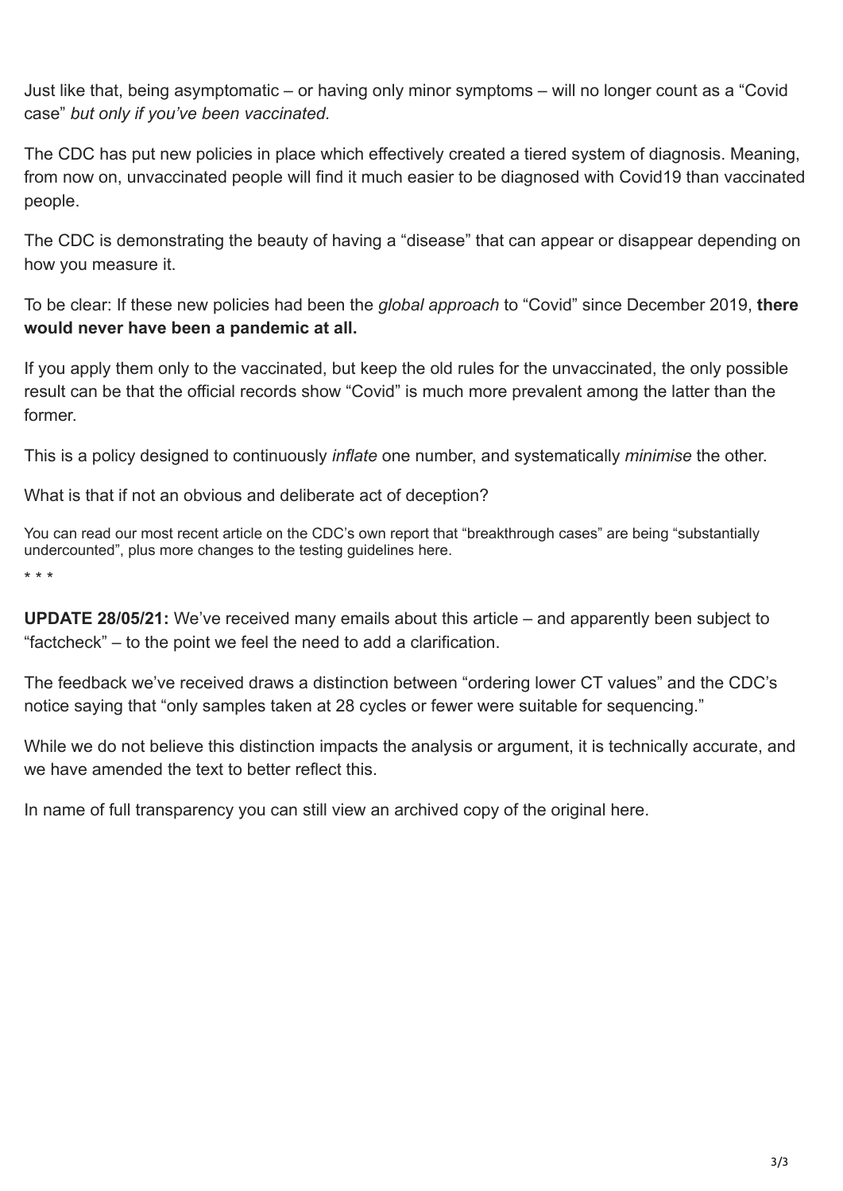Just like that, being asymptomatic – or having only minor symptoms – will no longer count as a "Covid case" *but only if you've been vaccinated.*

The CDC has put new policies in place which effectively created a tiered system of diagnosis. Meaning, from now on, unvaccinated people will find it much easier to be diagnosed with Covid19 than vaccinated people.

The CDC is demonstrating the beauty of having a "disease" that can appear or disappear depending on how you measure it.

To be clear: If these new policies had been the *global approach* to "Covid" since December 2019, **there would never have been a pandemic at all.**

If you apply them only to the vaccinated, but keep the old rules for the unvaccinated, the only possible result can be that the official records show "Covid" is much more prevalent among the latter than the former.

This is a policy designed to continuously *inflate* one number, and systematically *minimise* the other.

What is that if not an obvious and deliberate act of deception?

You can read our most recent article on the CDC's own report that "breakthrough cases" are being "substantially undercounted", plus more changes to the testing guidelines here.

* * *

**UPDATE 28/05/21:** We've received many emails about this article – and apparently been subject to "factcheck" – to the point we feel the need to add a clarification.

The feedback we've received draws a distinction between "ordering lower CT values" and the CDC's notice saying that "only samples taken at 28 cycles or fewer were suitable for sequencing."

While we do not believe this distinction impacts the analysis or argument, it is technically accurate, and we have amended the text to better reflect this.

In name of full transparency you can still view an archived copy of the original here.